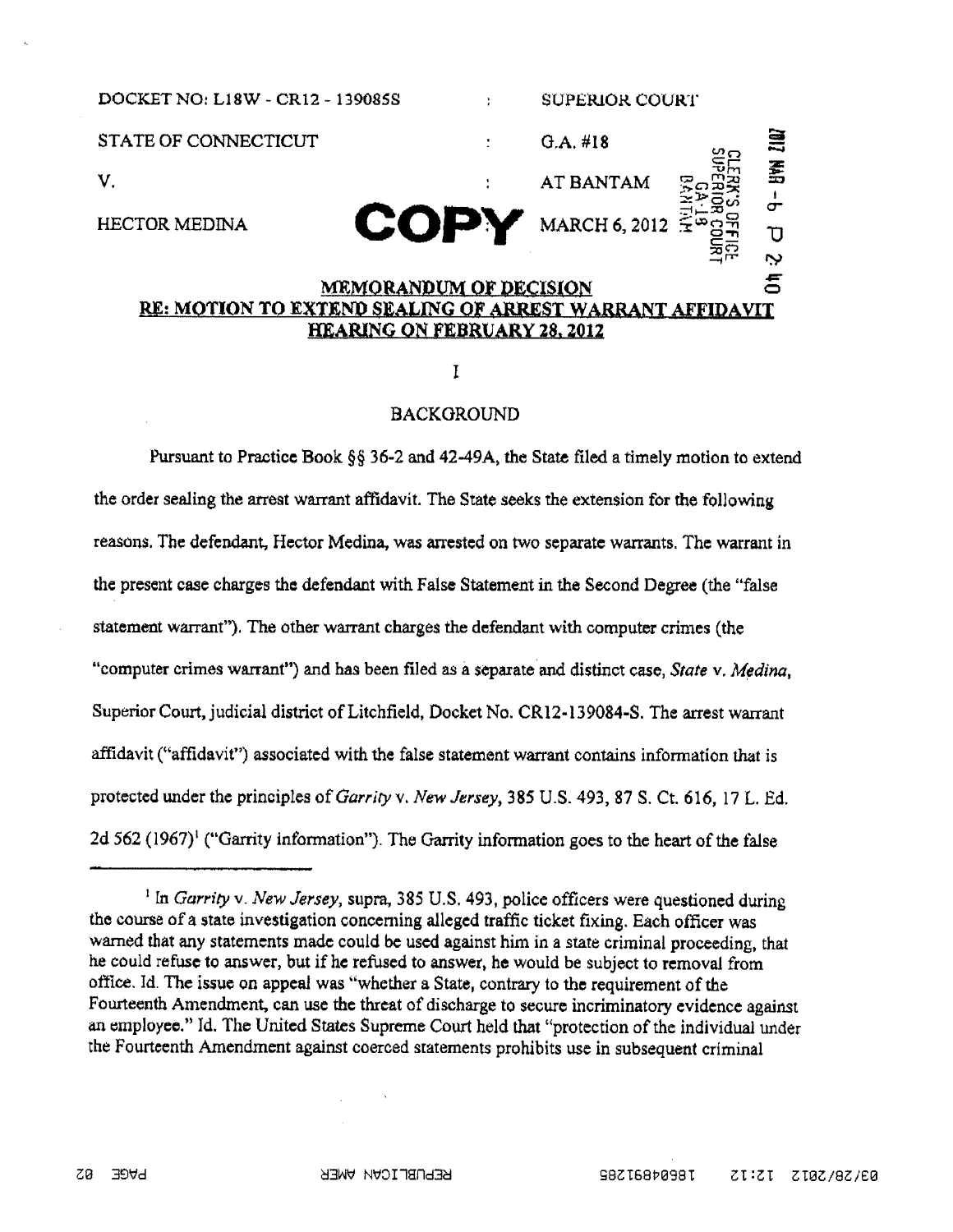DOCKET NO: L18W - CR12 - 139085S : SUPERIOR COURT

STATE OF CONNECTICUT : G.A. #18

V. : AT BANTAM

HECTOR MEDINA **COPY** : MARCH 6, 2012

CLERK'S OFFICE SUPERIOR COURT G.A. 18 BANTAM 2012 MAR -6 P 2:40

**MEMORANDUM OF DECISION**
**RE: MOTION TO EXTEND SEALING OF ARREST WARRANT AFFIDAVIT**
**HEARING ON FEBRUARY 28, 2012**

I

BACKGROUND

Pursuant to Practice Book §§ 36-2 and 42-49A, the State filed a timely motion to extend the order sealing the arrest warrant affidavit. The State seeks the extension for the following reasons. The defendant, Hector Medina, was arrested on two separate warrants. The warrant in the present case charges the defendant with False Statement in the Second Degree (the "false statement warrant"). The other warrant charges the defendant with computer crimes (the "computer crimes warrant") and has been filed as a separate and distinct case, *State* v. *Medina*, Superior Court, judicial district of Litchfield, Docket No. CR12-139084-S. The arrest warrant affidavit ("affidavit") associated with the false statement warrant contains information that is protected under the principles of *Garrity* v. *New Jersey*, 385 U.S. 493, 87 S. Ct. 616, 17 L. Ed. 2d 562 (1967)[1] ("Garrity information"). The Garrity information goes to the heart of the false

---

[1] In *Garrity* v. *New Jersey*, supra, 385 U.S. 493, police officers were questioned during the course of a state investigation concerning alleged traffic ticket fixing. Each officer was warned that any statements made could be used against him in a state criminal proceeding, that he could refuse to answer, but if he refused to answer, he would be subject to removal from office. Id. The issue on appeal was "whether a State, contrary to the requirement of the Fourteenth Amendment, can use the threat of discharge to secure incriminatory evidence against an employee." Id. The United States Supreme Court held that "protection of the individual under the Fourteenth Amendment against coerced statements prohibits use in subsequent criminal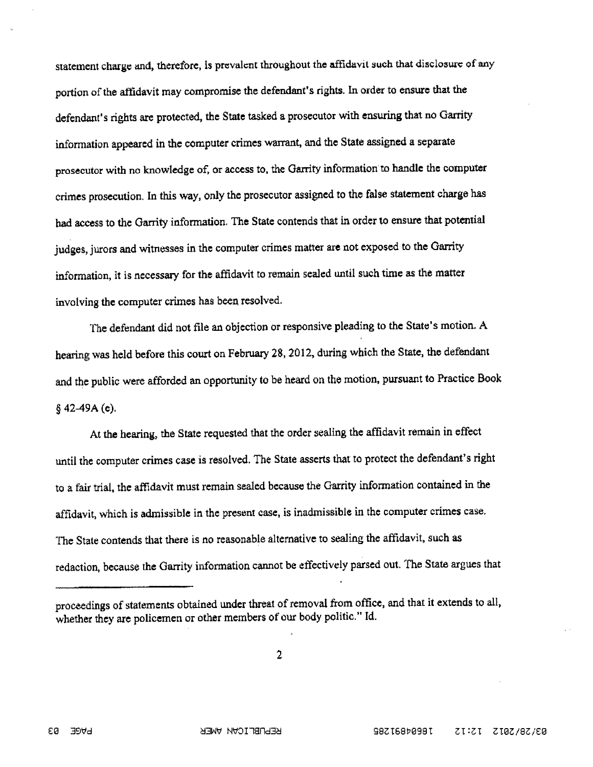statement charge and, therefore, is prevalent throughout the affidavit such that disclosure of any portion of the affidavit may compromise the defendant's rights. In order to ensure that the defendant's rights are protected, the State tasked a prosecutor with ensuring that no Garrity information appeared in the computer crimes warrant, and the State assigned a separate prosecutor with no knowledge of, or access to, the Garrity information to handle the computer crimes prosecution. In this way, only the prosecutor assigned to the false statement charge has had access to the Garrity information. The State contends that in order to ensure that potential judges, jurors and witnesses in the computer crimes matter are not exposed to the Garrity information, it is necessary for the affidavit to remain sealed until such time as the matter involving the computer crimes has been resolved.

The defendant did not file an objection or responsive pleading to the State's motion. A hearing was held before this court on February 28, 2012, during which the State, the defendant and the public were afforded an opportunity to be heard on the motion, pursuant to Practice Book § 42-49A (e).

At the hearing, the State requested that the order sealing the affidavit remain in effect until the computer crimes case is resolved. The State asserts that to protect the defendant's right to a fair trial, the affidavit must remain sealed because the Garrity information contained in the affidavit, which is admissible in the present case, is inadmissible in the computer crimes case. The State contends that there is no reasonable alternative to sealing the affidavit, such as redaction, because the Garrity information cannot be effectively parsed out. The State argues that

---

proceedings of statements obtained under threat of removal from office, and that it extends to all, whether they are policemen or other members of our body politic." Id.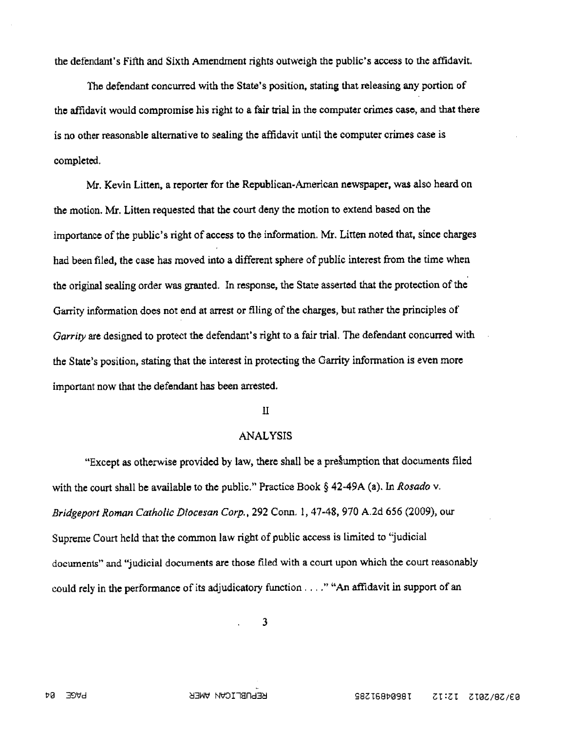the defendant's Fifth and Sixth Amendment rights outweigh the public's access to the affidavit.

The defendant concurred with the State's position, stating that releasing any portion of the affidavit would compromise his right to a fair trial in the computer crimes case, and that there is no other reasonable alternative to sealing the affidavit until the computer crimes case is completed.

Mr. Kevin Litten, a reporter for the Republican-American newspaper, was also heard on the motion. Mr. Litten requested that the court deny the motion to extend based on the importance of the public's right of access to the information. Mr. Litten noted that, since charges had been filed, the case has moved into a different sphere of public interest from the time when the original sealing order was granted. In response, the State asserted that the protection of the Garrity information does not end at arrest or filing of the charges, but rather the principles of *Garrity* are designed to protect the defendant's right to a fair trial. The defendant concurred with the State's position, stating that the interest in protecting the Garrity information is even more important now that the defendant has been arrested.

II

## ANALYSIS

"Except as otherwise provided by law, there shall be a presumption that documents filed with the court shall be available to the public." Practice Book § 42-49A (a). In *Rosado* v. *Bridgeport Roman Catholic Diocesan Corp.*, 292 Conn. 1, 47-48, 970 A.2d 656 (2009), our Supreme Court held that the common law right of public access is limited to "judicial documents" and "judicial documents are those filed with a court upon which the court reasonably could rely in the performance of its adjudicatory function . . . ." "An affidavit in support of an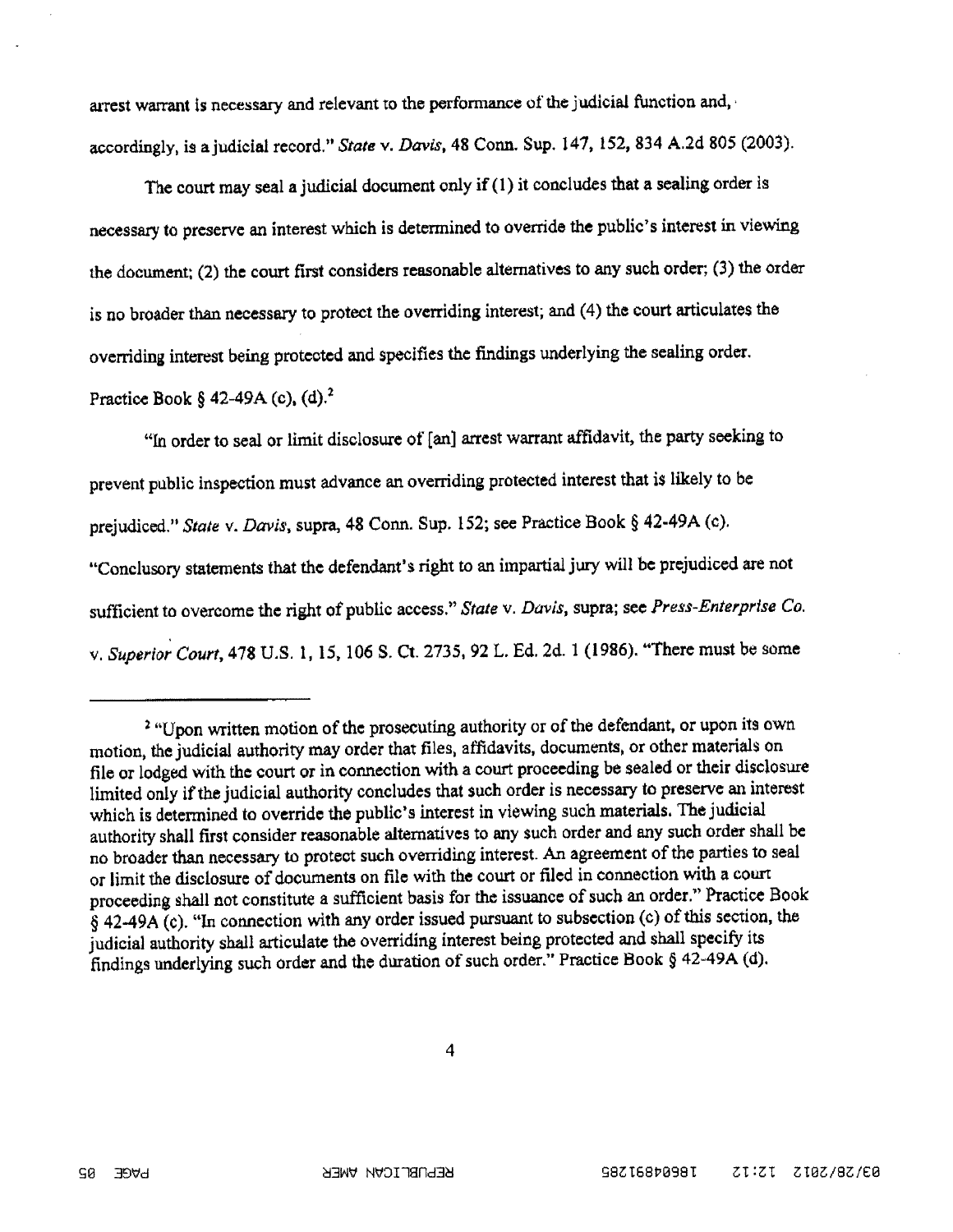arrest warrant is necessary and relevant to the performance of the judicial function and, accordingly, is a judicial record." *State* v. *Davis*, 48 Conn. Sup. 147, 152, 834 A.2d 805 (2003).

The court may seal a judicial document only if (1) it concludes that a sealing order is necessary to preserve an interest which is determined to override the public's interest in viewing the document; (2) the court first considers reasonable alternatives to any such order; (3) the order is no broader than necessary to protect the overriding interest; and (4) the court articulates the overriding interest being protected and specifies the findings underlying the sealing order. Practice Book § 42-49A (c), (d).[2]

"In order to seal or limit disclosure of [an] arrest warrant affidavit, the party seeking to prevent public inspection must advance an overriding protected interest that is likely to be prejudiced." *State* v. *Davis*, supra, 48 Conn. Sup. 152; see Practice Book § 42-49A (c). "Conclusory statements that the defendant's right to an impartial jury will be prejudiced are not sufficient to overcome the right of public access." *State* v. *Davis*, supra; see *Press-Enterprise Co.* v. *Superior Court*, 478 U.S. 1, 15, 106 S. Ct. 2735, 92 L. Ed. 2d. 1 (1986). "There must be some

---

[2] "Upon written motion of the prosecuting authority or of the defendant, or upon its own motion, the judicial authority may order that files, affidavits, documents, or other materials on file or lodged with the court or in connection with a court proceeding be sealed or their disclosure limited only if the judicial authority concludes that such order is necessary to preserve an interest which is determined to override the public's interest in viewing such materials. The judicial authority shall first consider reasonable alternatives to any such order and any such order shall be no broader than necessary to protect such overriding interest. An agreement of the parties to seal or limit the disclosure of documents on file with the court or filed in connection with a court proceeding shall not constitute a sufficient basis for the issuance of such an order." Practice Book § 42-49A (c). "In connection with any order issued pursuant to subsection (c) of this section, the judicial authority shall articulate the overriding interest being protected and shall specify its findings underlying such order and the duration of such order." Practice Book § 42-49A (d).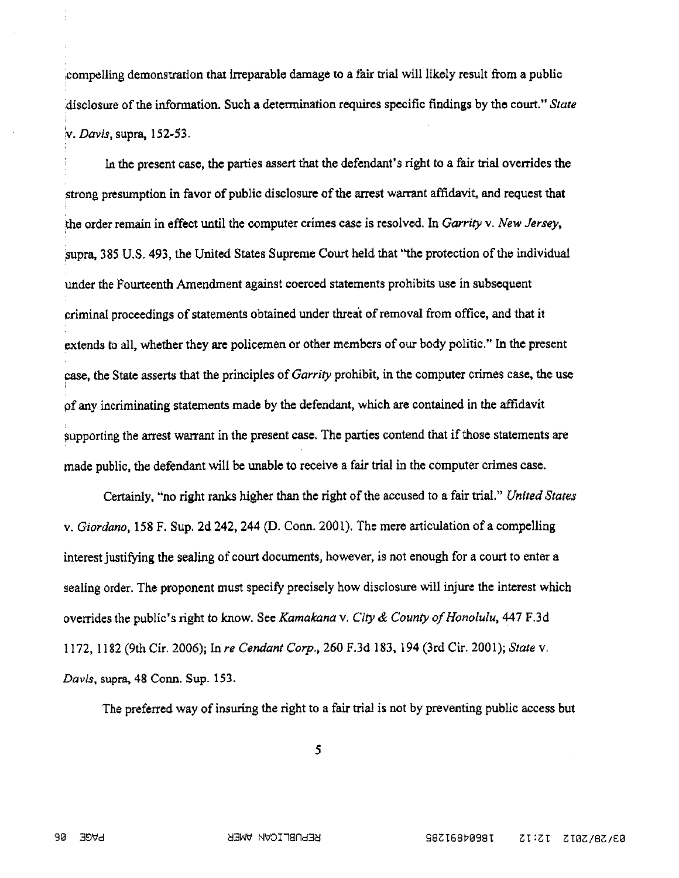compelling demonstration that irreparable damage to a fair trial will likely result from a public disclosure of the information. Such a determination requires specific findings by the court." *State v. Davis*, supra, 152-53.

In the present case, the parties assert that the defendant's right to a fair trial overrides the strong presumption in favor of public disclosure of the arrest warrant affidavit, and request that the order remain in effect until the computer crimes case is resolved. In *Garrity* v. *New Jersey*, supra, 385 U.S. 493, the United States Supreme Court held that "the protection of the individual under the Fourteenth Amendment against coerced statements prohibits use in subsequent criminal proceedings of statements obtained under threat of removal from office, and that it extends to all, whether they are policemen or other members of our body politic." In the present case, the State asserts that the principles of *Garrity* prohibit, in the computer crimes case, the use of any incriminating statements made by the defendant, which are contained in the affidavit supporting the arrest warrant in the present case. The parties contend that if those statements are made public, the defendant will be unable to receive a fair trial in the computer crimes case.

Certainly, "no right ranks higher than the right of the accused to a fair trial." *United States* v. *Giordano*, 158 F. Sup. 2d 242, 244 (D. Conn. 2001). The mere articulation of a compelling interest justifying the sealing of court documents, however, is not enough for a court to enter a sealing order. The proponent must specify precisely how disclosure will injure the interest which overrides the public's right to know. See *Kamakana* v. *City & County of Honolulu*, 447 F.3d 1172, 1182 (9th Cir. 2006); In *re Cendant Corp.*, 260 F.3d 183, 194 (3rd Cir. 2001); *State* v. *Davis*, supra, 48 Conn. Sup. 153.

The preferred way of insuring the right to a fair trial is not by preventing public access but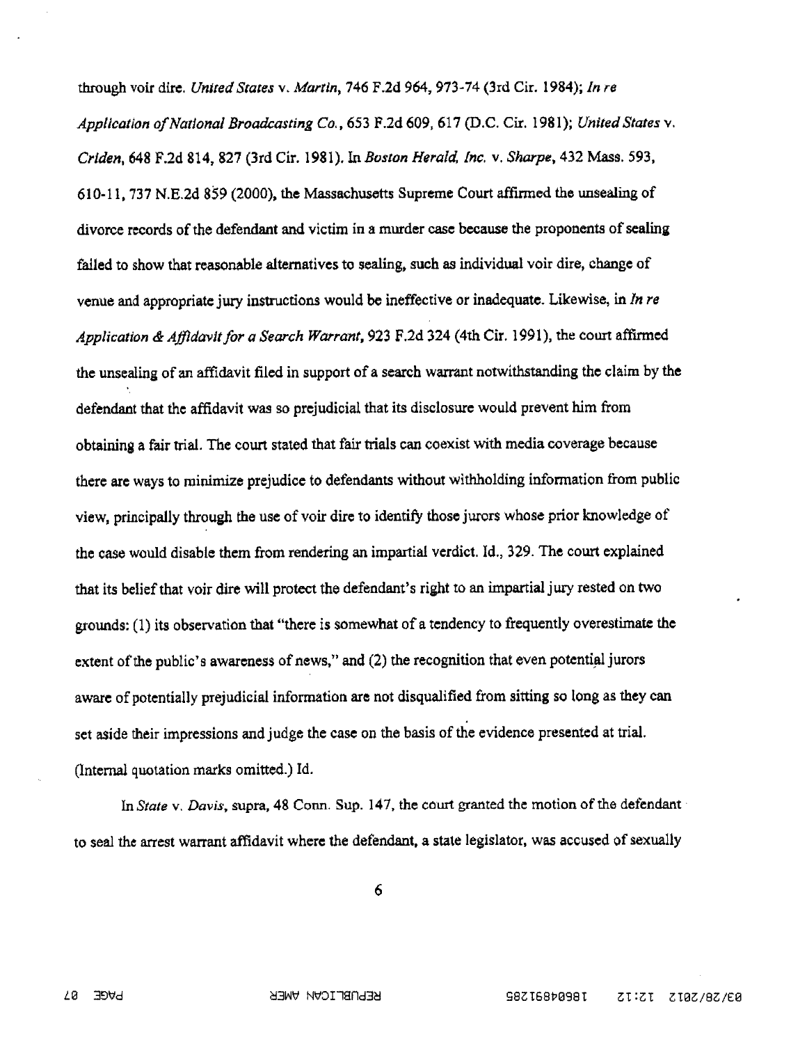through voir dire. *United States* v. *Martin*, 746 F.2d 964, 973-74 (3rd Cir. 1984); *In re Application of National Broadcasting Co.*, 653 F.2d 609, 617 (D.C. Cir. 1981); *United States* v. *Criden*, 648 F.2d 814, 827 (3rd Cir. 1981). In *Boston Herald, Inc.* v. *Sharpe*, 432 Mass. 593, 610-11, 737 N.E.2d 859 (2000), the Massachusetts Supreme Court affirmed the unsealing of divorce records of the defendant and victim in a murder case because the proponents of sealing failed to show that reasonable alternatives to sealing, such as individual voir dire, change of venue and appropriate jury instructions would be ineffective or inadequate. Likewise, in *In re Application & Affidavit for a Search Warrant*, 923 F.2d 324 (4th Cir. 1991), the court affirmed the unsealing of an affidavit filed in support of a search warrant notwithstanding the claim by the defendant that the affidavit was so prejudicial that its disclosure would prevent him from obtaining a fair trial. The court stated that fair trials can coexist with media coverage because there are ways to minimize prejudice to defendants without withholding information from public view, principally through the use of voir dire to identify those jurors whose prior knowledge of the case would disable them from rendering an impartial verdict. Id., 329. The court explained that its belief that voir dire will protect the defendant's right to an impartial jury rested on two grounds: (1) its observation that "there is somewhat of a tendency to frequently overestimate the extent of the public's awareness of news," and (2) the recognition that even potential jurors aware of potentially prejudicial information are not disqualified from sitting so long as they can set aside their impressions and judge the case on the basis of the evidence presented at trial. (Internal quotation marks omitted.) Id.

In *State* v. *Davis*, supra, 48 Conn. Sup. 147, the court granted the motion of the defendant to seal the arrest warrant affidavit where the defendant, a state legislator, was accused of sexually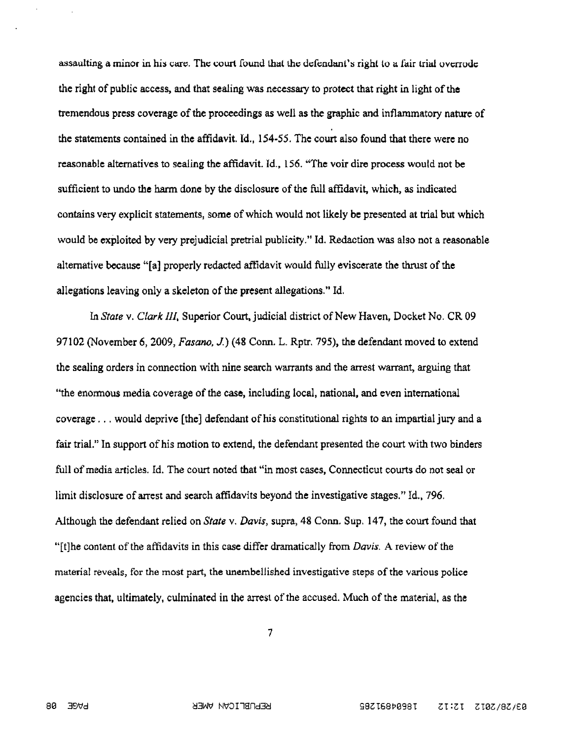assaulting a minor in his care. The court found that the defendant's right to a fair trial overrode the right of public access, and that sealing was necessary to protect that right in light of the tremendous press coverage of the proceedings as well as the graphic and inflammatory nature of the statements contained in the affidavit. Id., 154-55. The court also found that there were no reasonable alternatives to sealing the affidavit. Id., 156. "The voir dire process would not be sufficient to undo the harm done by the disclosure of the full affidavit, which, as indicated contains very explicit statements, some of which would not likely be presented at trial but which would be exploited by very prejudicial pretrial publicity." Id. Redaction was also not a reasonable alternative because "[a] properly redacted affidavit would fully eviscerate the thrust of the allegations leaving only a skeleton of the present allegations." Id.

In *State* v. *Clark III*, Superior Court, judicial district of New Haven, Docket No. CR 09 97102 (November 6, 2009, *Fasano, J.*) (48 Conn. L. Rptr. 795), the defendant moved to extend the sealing orders in connection with nine search warrants and the arrest warrant, arguing that "the enormous media coverage of the case, including local, national, and even international coverage . . . would deprive [the] defendant of his constitutional rights to an impartial jury and a fair trial." In support of his motion to extend, the defendant presented the court with two binders full of media articles. Id. The court noted that "in most cases, Connecticut courts do not seal or limit disclosure of arrest and search affidavits beyond the investigative stages." Id., 796. Although the defendant relied on *State* v. *Davis*, supra, 48 Conn. Sup. 147, the court found that "[t]he content of the affidavits in this case differ dramatically from *Davis*. A review of the material reveals, for the most part, the unembellished investigative steps of the various police agencies that, ultimately, culminated in the arrest of the accused. Much of the material, as the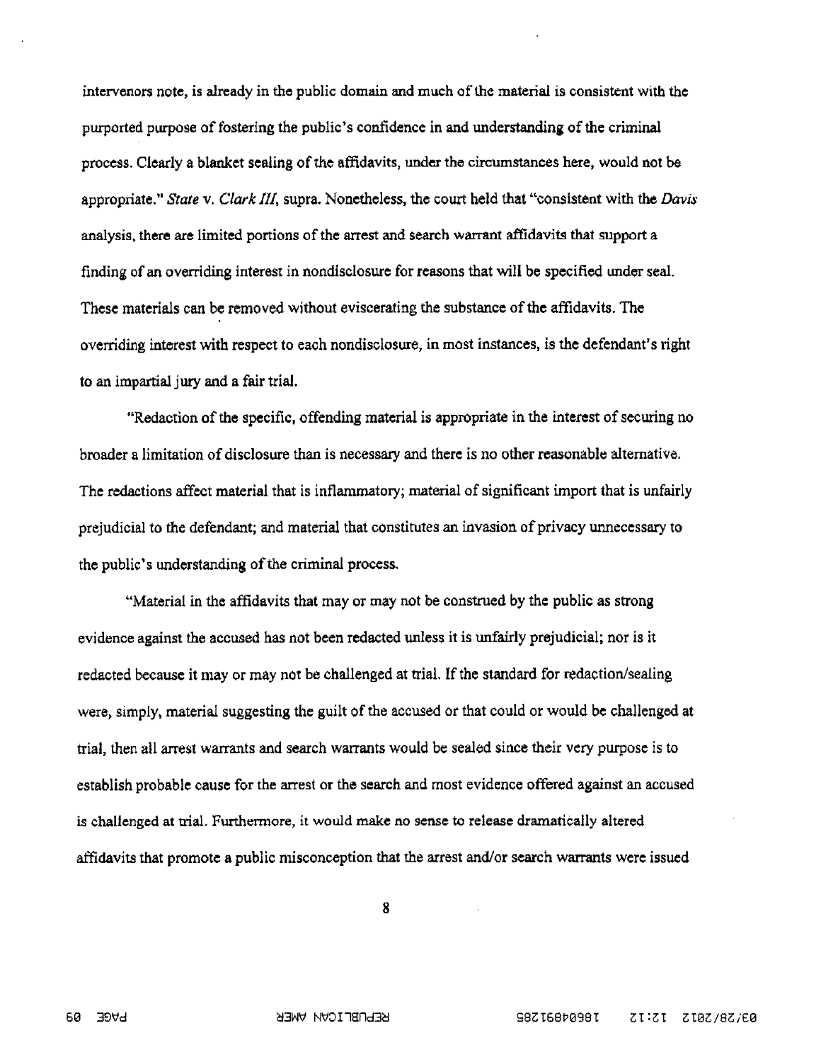intervenors note, is already in the public domain and much of the material is consistent with the purported purpose of fostering the public's confidence in and understanding of the criminal process. Clearly a blanket sealing of the affidavits, under the circumstances here, would not be appropriate." *State* v. *Clark III*, supra. Nonetheless, the court held that "consistent with the *Davis* analysis, there are limited portions of the arrest and search warrant affidavits that support a finding of an overriding interest in nondisclosure for reasons that will be specified under seal. These materials can be removed without eviscerating the substance of the affidavits. The overriding interest with respect to each nondisclosure, in most instances, is the defendant's right to an impartial jury and a fair trial.

"Redaction of the specific, offending material is appropriate in the interest of securing no broader a limitation of disclosure than is necessary and there is no other reasonable alternative. The redactions affect material that is inflammatory; material of significant import that is unfairly prejudicial to the defendant; and material that constitutes an invasion of privacy unnecessary to the public's understanding of the criminal process.

"Material in the affidavits that may or may not be construed by the public as strong evidence against the accused has not been redacted unless it is unfairly prejudicial; nor is it redacted because it may or may not be challenged at trial. If the standard for redaction/sealing were, simply, material suggesting the guilt of the accused or that could or would be challenged at trial, then all arrest warrants and search warrants would be sealed since their very purpose is to establish probable cause for the arrest or the search and most evidence offered against an accused is challenged at trial. Furthermore, it would make no sense to release dramatically altered affidavits that promote a public misconception that the arrest and/or search warrants were issued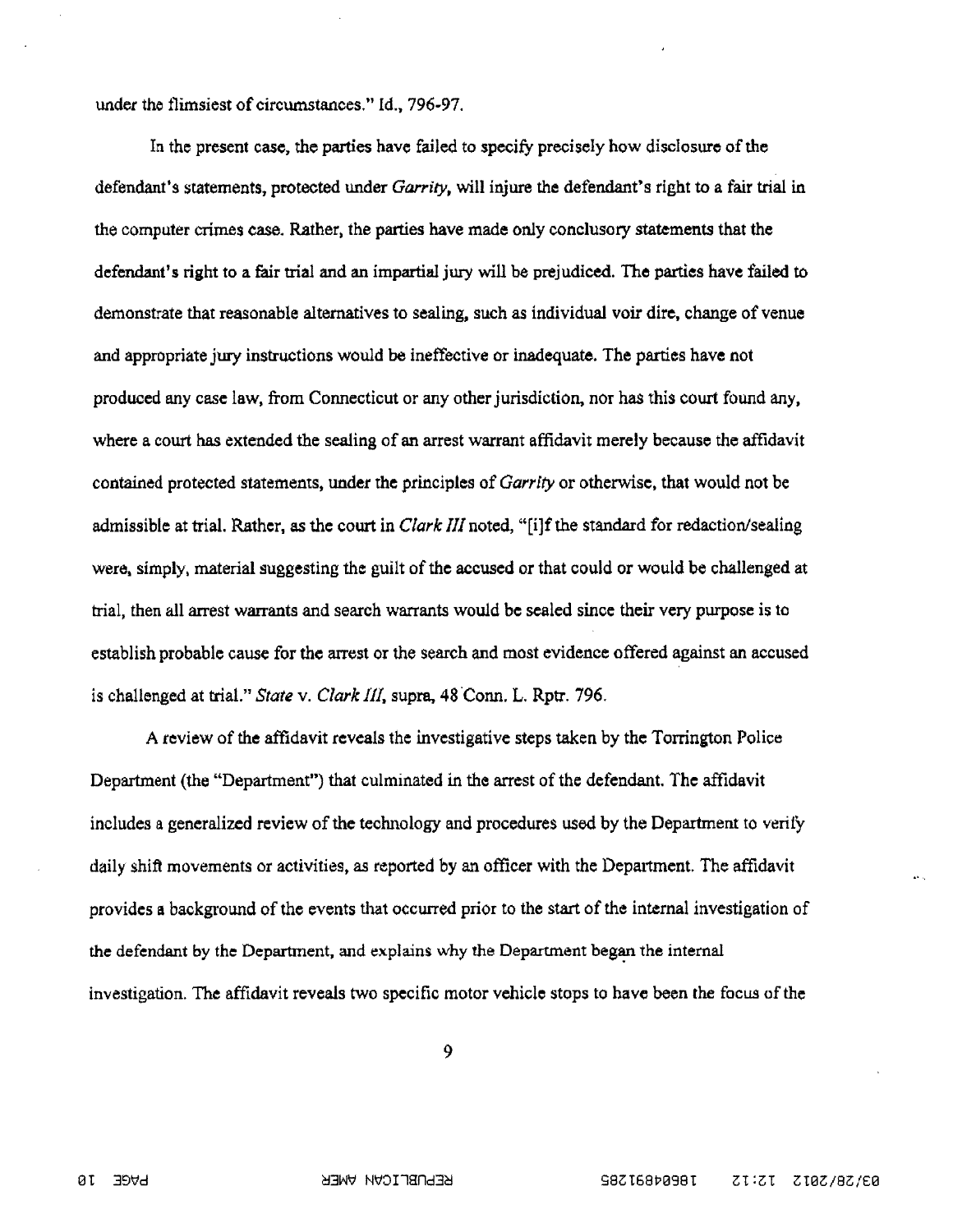under the flimsiest of circumstances." Id., 796-97.

In the present case, the parties have failed to specify precisely how disclosure of the defendant's statements, protected under *Garrity*, will injure the defendant's right to a fair trial in the computer crimes case. Rather, the parties have made only conclusory statements that the defendant's right to a fair trial and an impartial jury will be prejudiced. The parties have failed to demonstrate that reasonable alternatives to sealing, such as individual voir dire, change of venue and appropriate jury instructions would be ineffective or inadequate. The parties have not produced any case law, from Connecticut or any other jurisdiction, nor has this court found any, where a court has extended the sealing of an arrest warrant affidavit merely because the affidavit contained protected statements, under the principles of *Garrity* or otherwise, that would not be admissible at trial. Rather, as the court in *Clark III* noted, "[i]f the standard for redaction/sealing were, simply, material suggesting the guilt of the accused or that could or would be challenged at trial, then all arrest warrants and search warrants would be sealed since their very purpose is to establish probable cause for the arrest or the search and most evidence offered against an accused is challenged at trial." *State* v. *Clark III*, supra, 48 Conn. L. Rptr. 796.

A review of the affidavit reveals the investigative steps taken by the Torrington Police Department (the "Department") that culminated in the arrest of the defendant. The affidavit includes a generalized review of the technology and procedures used by the Department to verify daily shift movements or activities, as reported by an officer with the Department. The affidavit provides a background of the events that occurred prior to the start of the internal investigation of the defendant by the Department, and explains why the Department began the internal investigation. The affidavit reveals two specific motor vehicle stops to have been the focus of the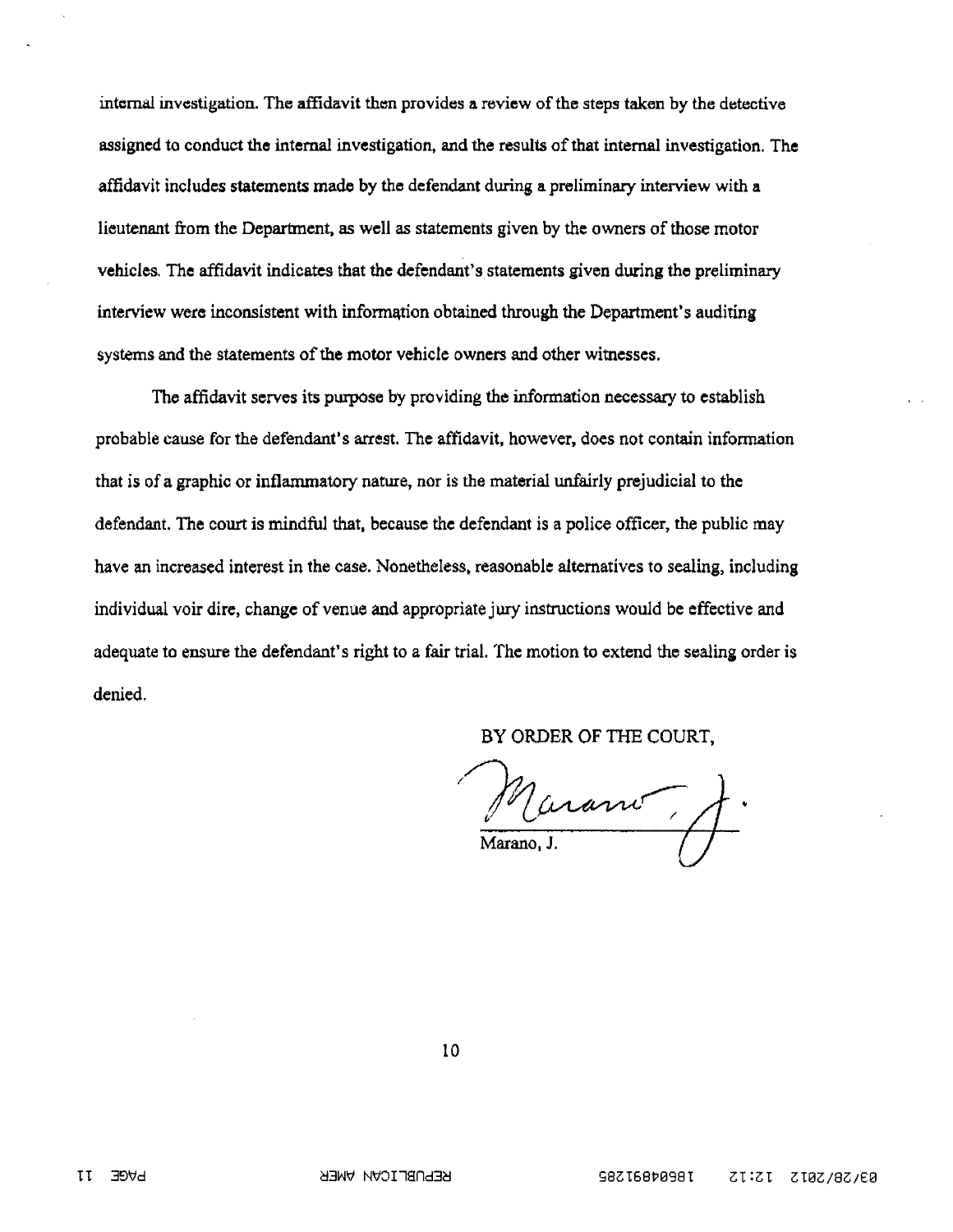internal investigation. The affidavit then provides a review of the steps taken by the detective assigned to conduct the internal investigation, and the results of that internal investigation. The affidavit includes statements made by the defendant during a preliminary interview with a lieutenant from the Department, as well as statements given by the owners of those motor vehicles. The affidavit indicates that the defendant's statements given during the preliminary interview were inconsistent with information obtained through the Department's auditing systems and the statements of the motor vehicle owners and other witnesses.

The affidavit serves its purpose by providing the information necessary to establish probable cause for the defendant's arrest. The affidavit, however, does not contain information that is of a graphic or inflammatory nature, nor is the material unfairly prejudicial to the defendant. The court is mindful that, because the defendant is a police officer, the public may have an increased interest in the case. Nonetheless, reasonable alternatives to sealing, including individual voir dire, change of venue and appropriate jury instructions would be effective and adequate to ensure the defendant's right to a fair trial. The motion to extend the sealing order is denied.

BY ORDER OF THE COURT,

Marano, J.

Marano, J.